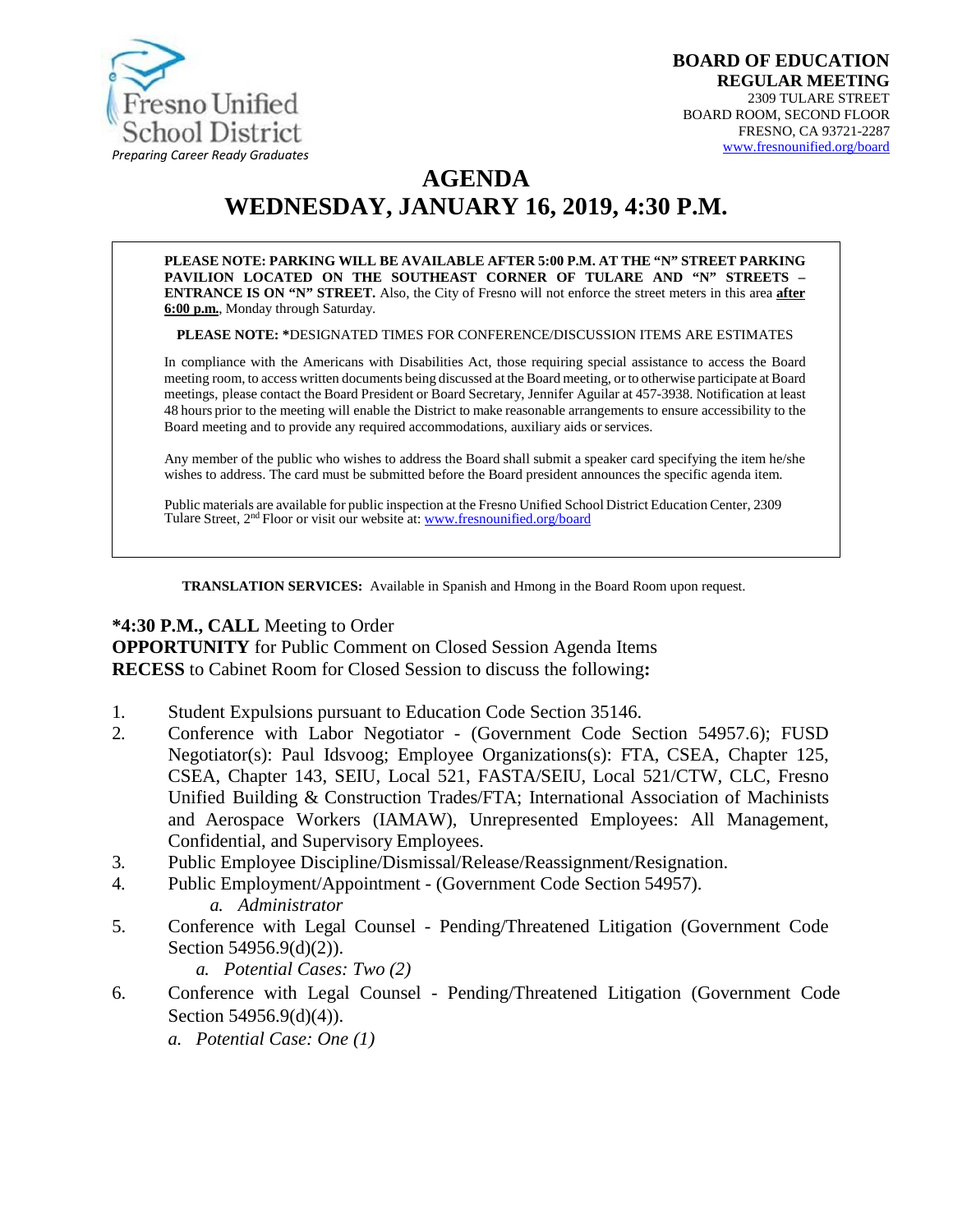Fresno Unified School District
*Preparing Career Ready Graduates*

**BOARD OF EDUCATION**
**REGULAR MEETING**
2309 TULARE STREET
BOARD ROOM, SECOND FLOOR
FRESNO, CA 93721-2287
www.fresnounified.org/board

# AGENDA
# WEDNESDAY, JANUARY 16, 2019, 4:30 P.M.

**PLEASE NOTE: PARKING WILL BE AVAILABLE AFTER 5:00 P.M. AT THE "N" STREET PARKING PAVILION LOCATED ON THE SOUTHEAST CORNER OF TULARE AND "N" STREETS – ENTRANCE IS ON "N" STREET.** Also, the City of Fresno will not enforce the street meters in this area **after 6:00 p.m.**, Monday through Saturday.

**PLEASE NOTE: \***DESIGNATED TIMES FOR CONFERENCE/DISCUSSION ITEMS ARE ESTIMATES

In compliance with the Americans with Disabilities Act, those requiring special assistance to access the Board meeting room, to access written documents being discussed at the Board meeting, or to otherwise participate at Board meetings, please contact the Board President or Board Secretary, Jennifer Aguilar at 457-3938. Notification at least 48 hours prior to the meeting will enable the District to make reasonable arrangements to ensure accessibility to the Board meeting and to provide any required accommodations, auxiliary aids or services.

Any member of the public who wishes to address the Board shall submit a speaker card specifying the item he/she wishes to address. The card must be submitted before the Board president announces the specific agenda item.

Public materials are available for public inspection at the Fresno Unified School District Education Center, 2309 Tulare Street, 2nd Floor or visit our website at: www.fresnounified.org/board

**TRANSLATION SERVICES:** Available in Spanish and Hmong in the Board Room upon request.

**\*4:30 P.M., CALL** Meeting to Order
**OPPORTUNITY** for Public Comment on Closed Session Agenda Items
**RECESS** to Cabinet Room for Closed Session to discuss the following**:**

1. Student Expulsions pursuant to Education Code Section 35146.
2. Conference with Labor Negotiator - (Government Code Section 54957.6); FUSD Negotiator(s): Paul Idsvoog; Employee Organizations(s): FTA, CSEA, Chapter 125, CSEA, Chapter 143, SEIU, Local 521, FASTA/SEIU, Local 521/CTW, CLC, Fresno Unified Building & Construction Trades/FTA; International Association of Machinists and Aerospace Workers (IAMAW), Unrepresented Employees: All Management, Confidential, and Supervisory Employees.
3. Public Employee Discipline/Dismissal/Release/Reassignment/Resignation.
4. Public Employment/Appointment - (Government Code Section 54957).
   *a. Administrator*
5. Conference with Legal Counsel - Pending/Threatened Litigation (Government Code Section 54956.9(d)(2)).
   *a. Potential Cases: Two (2)*
6. Conference with Legal Counsel - Pending/Threatened Litigation (Government Code Section 54956.9(d)(4)).
   *a. Potential Case: One (1)*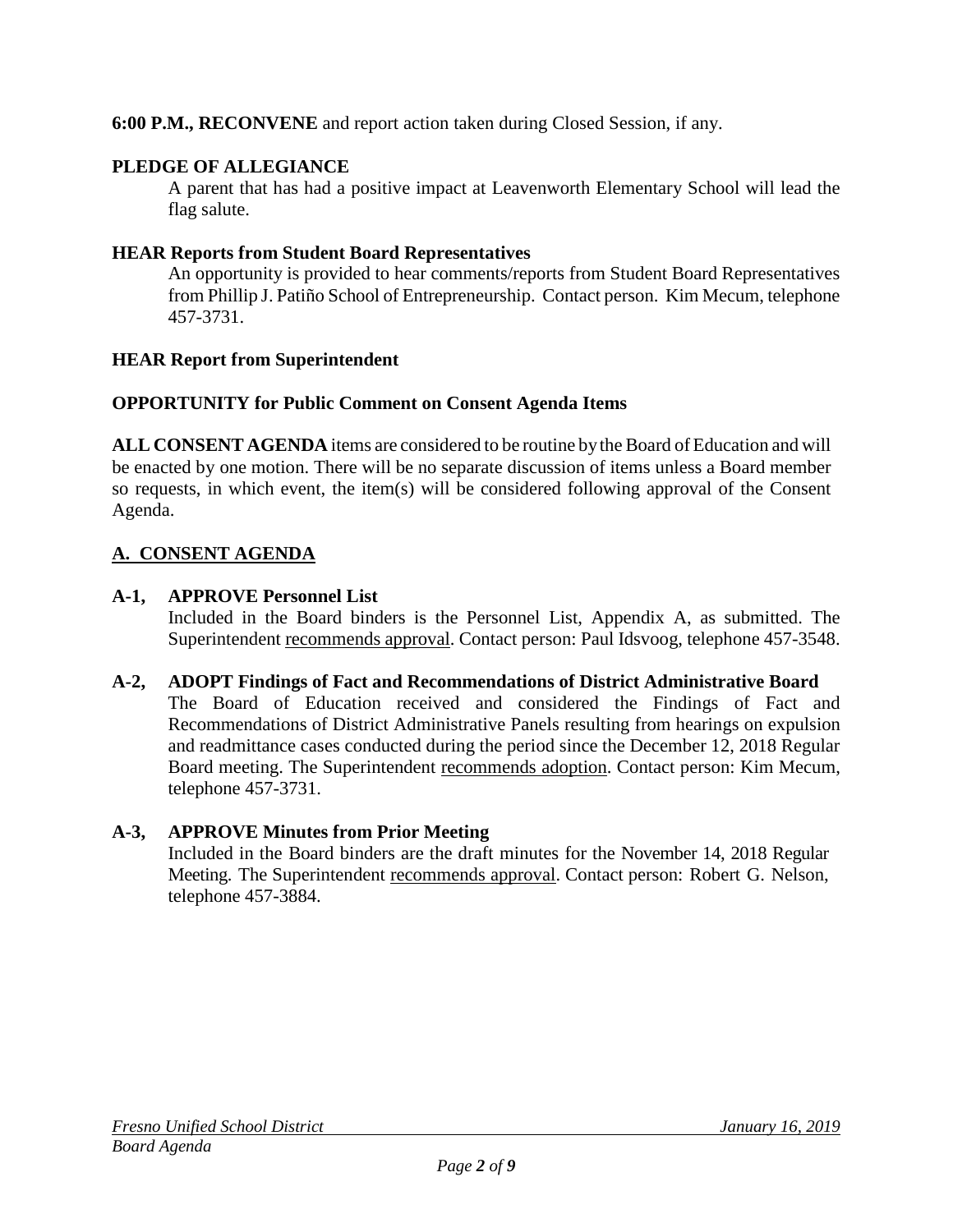**6:00 P.M., RECONVENE** and report action taken during Closed Session, if any.

**PLEDGE OF ALLEGIANCE**

A parent that has had a positive impact at Leavenworth Elementary School will lead the flag salute.

**HEAR Reports from Student Board Representatives**

An opportunity is provided to hear comments/reports from Student Board Representatives from Phillip J. Patiño School of Entrepreneurship. Contact person. Kim Mecum, telephone 457-3731.

**HEAR Report from Superintendent**

**OPPORTUNITY for Public Comment on Consent Agenda Items**

**ALL CONSENT AGENDA** items are considered to be routine by the Board of Education and will be enacted by one motion. There will be no separate discussion of items unless a Board member so requests, in which event, the item(s) will be considered following approval of the Consent Agenda.

## A. CONSENT AGENDA

**A-1, APPROVE Personnel List**

Included in the Board binders is the Personnel List, Appendix A, as submitted. The Superintendent recommends approval. Contact person: Paul Idsvoog, telephone 457-3548.

**A-2, ADOPT Findings of Fact and Recommendations of District Administrative Board**

The Board of Education received and considered the Findings of Fact and Recommendations of District Administrative Panels resulting from hearings on expulsion and readmittance cases conducted during the period since the December 12, 2018 Regular Board meeting. The Superintendent recommends adoption. Contact person: Kim Mecum, telephone 457-3731.

**A-3, APPROVE Minutes from Prior Meeting**

Included in the Board binders are the draft minutes for the November 14, 2018 Regular Meeting. The Superintendent recommends approval. Contact person: Robert G. Nelson, telephone 457-3884.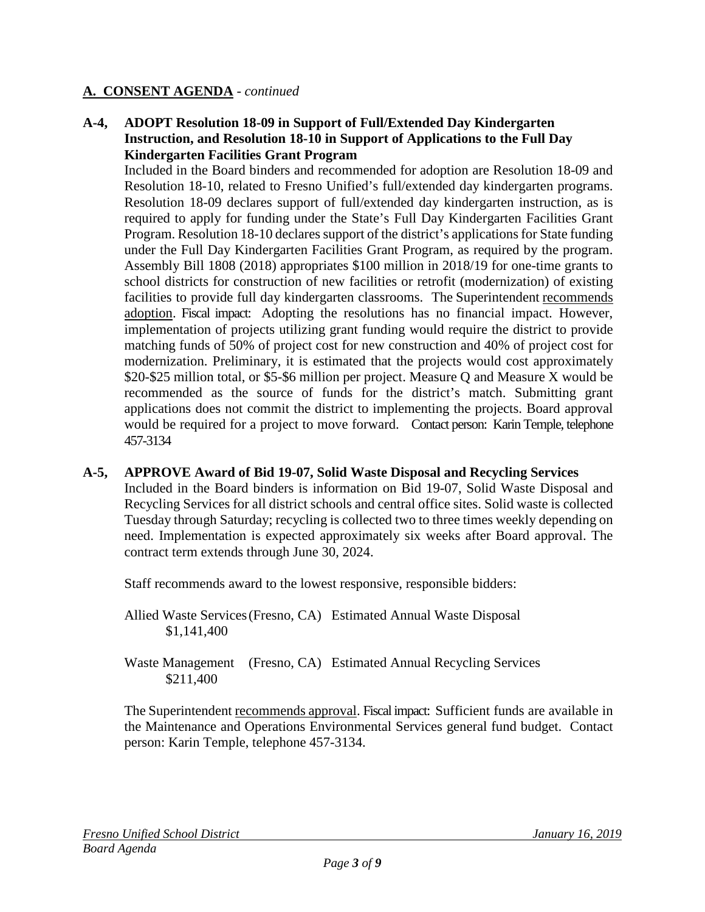## A. CONSENT AGENDA - *continued*

**A-4, ADOPT Resolution 18-09 in Support of Full/Extended Day Kindergarten Instruction, and Resolution 18-10 in Support of Applications to the Full Day Kindergarten Facilities Grant Program**

Included in the Board binders and recommended for adoption are Resolution 18-09 and Resolution 18-10, related to Fresno Unified's full/extended day kindergarten programs. Resolution 18-09 declares support of full/extended day kindergarten instruction, as is required to apply for funding under the State's Full Day Kindergarten Facilities Grant Program. Resolution 18-10 declares support of the district's applications for State funding under the Full Day Kindergarten Facilities Grant Program, as required by the program. Assembly Bill 1808 (2018) appropriates $100 million in 2018/19 for one-time grants to school districts for construction of new facilities or retrofit (modernization) of existing facilities to provide full day kindergarten classrooms. The Superintendent recommends adoption. Fiscal impact: Adopting the resolutions has no financial impact. However, implementation of projects utilizing grant funding would require the district to provide matching funds of 50% of project cost for new construction and 40% of project cost for modernization. Preliminary, it is estimated that the projects would cost approximately $20-$25 million total, or $5-$6 million per project. Measure Q and Measure X would be recommended as the source of funds for the district's match. Submitting grant applications does not commit the district to implementing the projects. Board approval would be required for a project to move forward. Contact person: Karin Temple, telephone 457-3134

**A-5, APPROVE Award of Bid 19-07, Solid Waste Disposal and Recycling Services**

Included in the Board binders is information on Bid 19-07, Solid Waste Disposal and Recycling Services for all district schools and central office sites. Solid waste is collected Tuesday through Saturday; recycling is collected two to three times weekly depending on need. Implementation is expected approximately six weeks after Board approval. The contract term extends through June 30, 2024.

Staff recommends award to the lowest responsive, responsible bidders:

Allied Waste Services (Fresno, CA) Estimated Annual Waste Disposal $1,141,400

Waste Management (Fresno, CA) Estimated Annual Recycling Services $211,400

The Superintendent recommends approval. Fiscal impact: Sufficient funds are available in the Maintenance and Operations Environmental Services general fund budget. Contact person: Karin Temple, telephone 457-3134.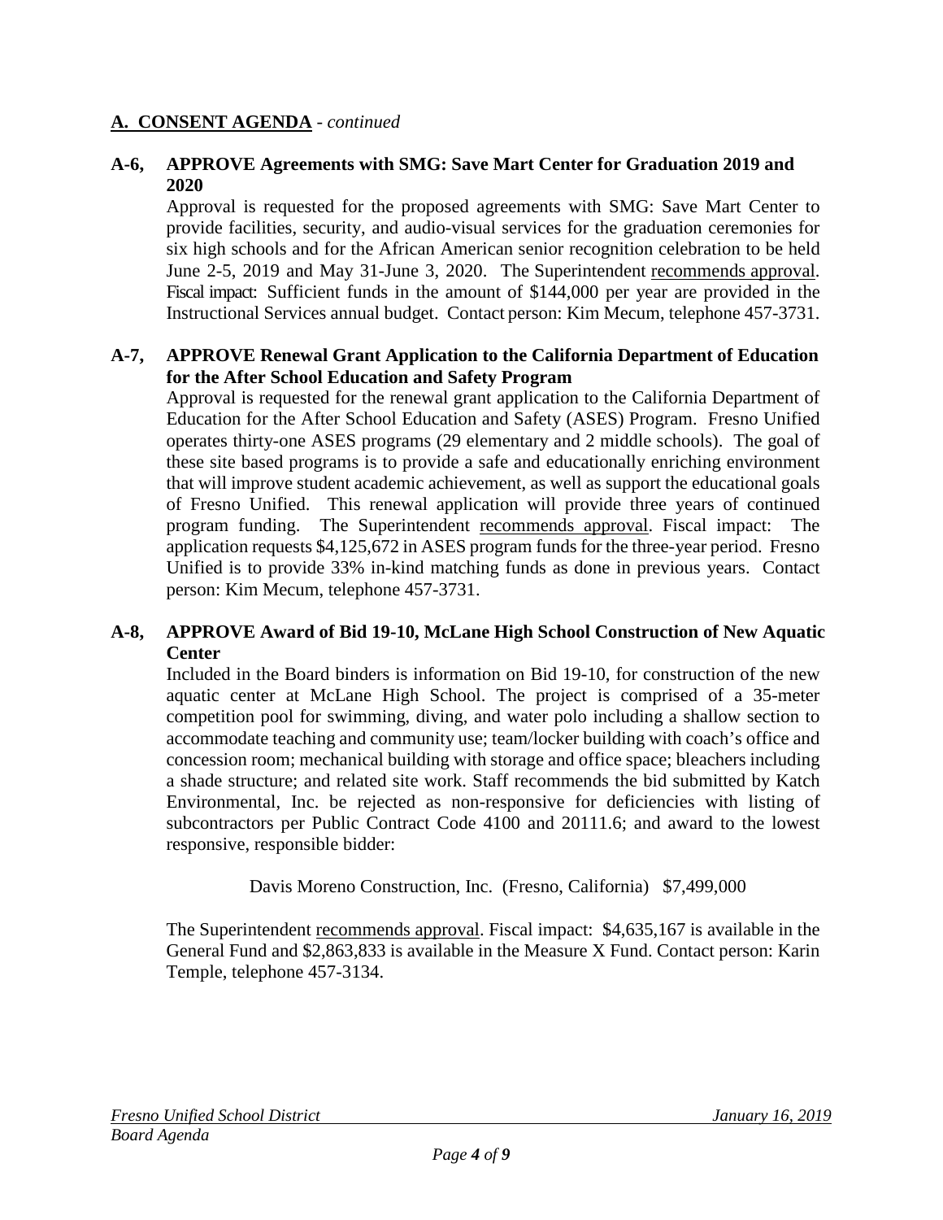## A. CONSENT AGENDA - *continued*

**A-6, APPROVE Agreements with SMG: Save Mart Center for Graduation 2019 and 2020**

Approval is requested for the proposed agreements with SMG: Save Mart Center to provide facilities, security, and audio-visual services for the graduation ceremonies for six high schools and for the African American senior recognition celebration to be held June 2-5, 2019 and May 31-June 3, 2020. The Superintendent recommends approval. Fiscal impact: Sufficient funds in the amount of $144,000 per year are provided in the Instructional Services annual budget. Contact person: Kim Mecum, telephone 457-3731.

**A-7, APPROVE Renewal Grant Application to the California Department of Education for the After School Education and Safety Program**

Approval is requested for the renewal grant application to the California Department of Education for the After School Education and Safety (ASES) Program. Fresno Unified operates thirty-one ASES programs (29 elementary and 2 middle schools). The goal of these site based programs is to provide a safe and educationally enriching environment that will improve student academic achievement, as well as support the educational goals of Fresno Unified. This renewal application will provide three years of continued program funding. The Superintendent recommends approval. Fiscal impact: The application requests $4,125,672 in ASES program funds for the three-year period. Fresno Unified is to provide 33% in-kind matching funds as done in previous years. Contact person: Kim Mecum, telephone 457-3731.

**A-8, APPROVE Award of Bid 19-10, McLane High School Construction of New Aquatic Center**

Included in the Board binders is information on Bid 19-10, for construction of the new aquatic center at McLane High School. The project is comprised of a 35-meter competition pool for swimming, diving, and water polo including a shallow section to accommodate teaching and community use; team/locker building with coach's office and concession room; mechanical building with storage and office space; bleachers including a shade structure; and related site work. Staff recommends the bid submitted by Katch Environmental, Inc. be rejected as non-responsive for deficiencies with listing of subcontractors per Public Contract Code 4100 and 20111.6; and award to the lowest responsive, responsible bidder:

Davis Moreno Construction, Inc. (Fresno, California) $7,499,000

The Superintendent recommends approval. Fiscal impact: $4,635,167 is available in the General Fund and $2,863,833 is available in the Measure X Fund. Contact person: Karin Temple, telephone 457-3134.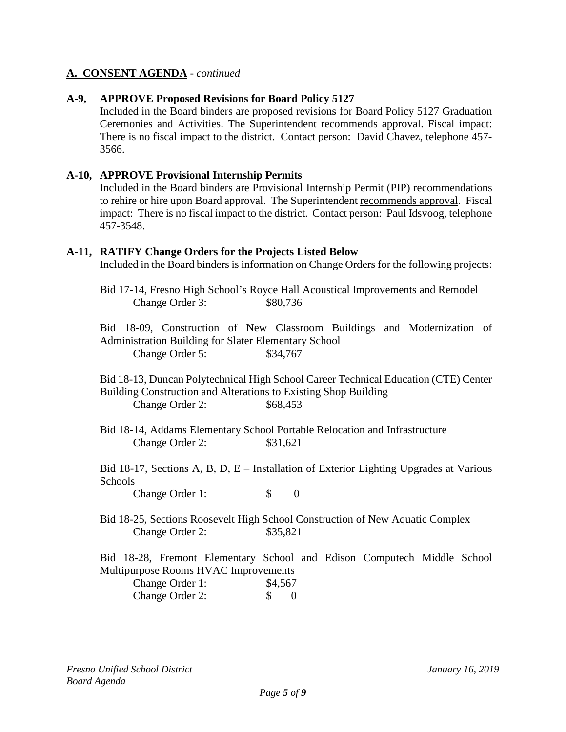## A. CONSENT AGENDA - *continued*

**A-9, APPROVE Proposed Revisions for Board Policy 5127**

Included in the Board binders are proposed revisions for Board Policy 5127 Graduation Ceremonies and Activities. The Superintendent recommends approval. Fiscal impact: There is no fiscal impact to the district. Contact person: David Chavez, telephone 457-3566.

**A-10, APPROVE Provisional Internship Permits**

Included in the Board binders are Provisional Internship Permit (PIP) recommendations to rehire or hire upon Board approval. The Superintendent recommends approval. Fiscal impact: There is no fiscal impact to the district. Contact person: Paul Idsvoog, telephone 457-3548.

**A-11, RATIFY Change Orders for the Projects Listed Below**

Included in the Board binders is information on Change Orders for the following projects:

Bid 17-14, Fresno High School's Royce Hall Acoustical Improvements and Remodel
Change Order 3: $80,736

Bid 18-09, Construction of New Classroom Buildings and Modernization of Administration Building for Slater Elementary School
Change Order 5: $34,767

Bid 18-13, Duncan Polytechnical High School Career Technical Education (CTE) Center Building Construction and Alterations to Existing Shop Building
Change Order 2: $68,453

Bid 18-14, Addams Elementary School Portable Relocation and Infrastructure
Change Order 2: $31,621

Bid 18-17, Sections A, B, D, E – Installation of Exterior Lighting Upgrades at Various Schools
Change Order 1: $ 0

Bid 18-25, Sections Roosevelt High School Construction of New Aquatic Complex
Change Order 2: $35,821

Bid 18-28, Fremont Elementary School and Edison Computech Middle School Multipurpose Rooms HVAC Improvements
Change Order 1: $4,567
Change Order 2: $ 0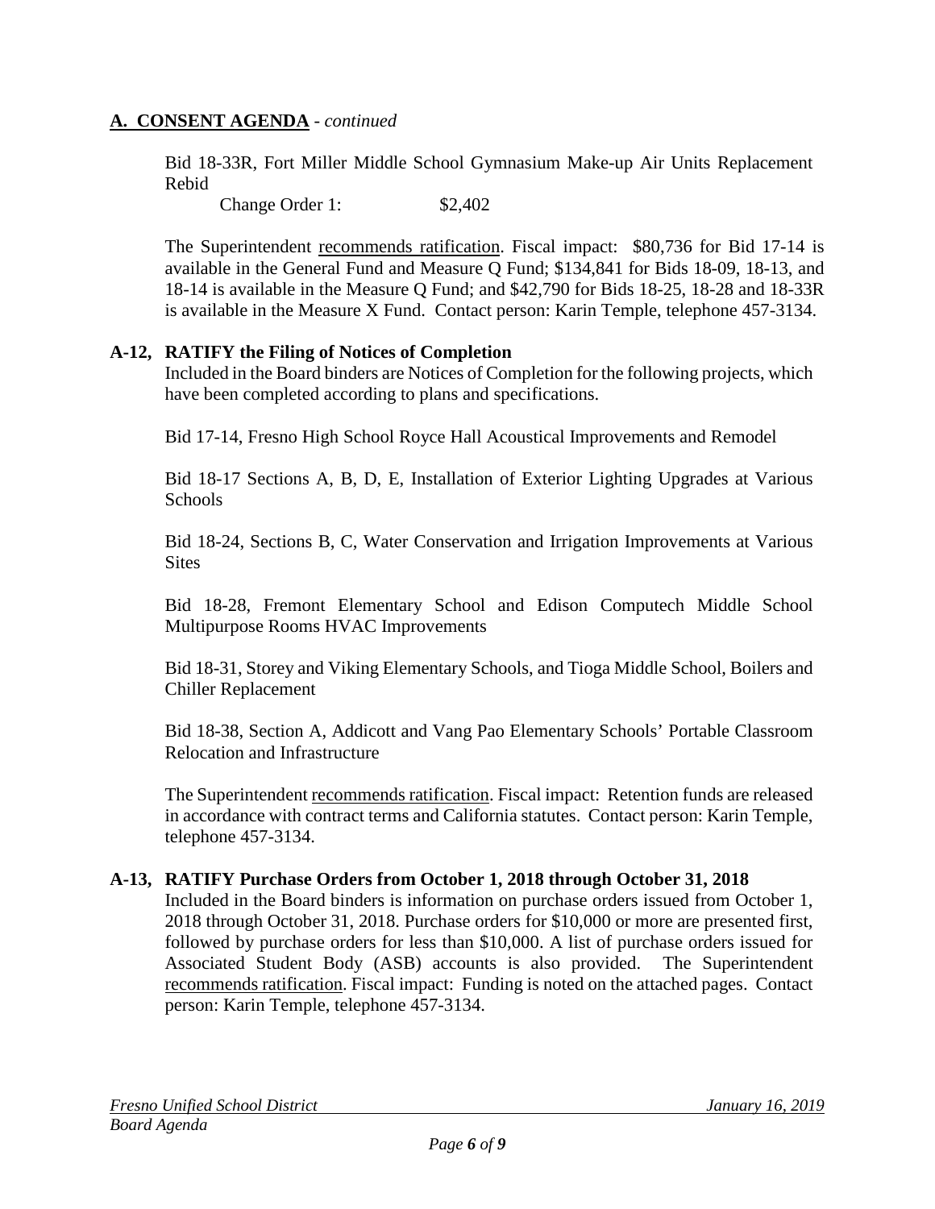## A. CONSENT AGENDA - *continued*

Bid 18-33R, Fort Miller Middle School Gymnasium Make-up Air Units Replacement Rebid

Change Order 1: $2,402

The Superintendent recommends ratification. Fiscal impact: $80,736 for Bid 17-14 is available in the General Fund and Measure Q Fund; $134,841 for Bids 18-09, 18-13, and 18-14 is available in the Measure Q Fund; and $42,790 for Bids 18-25, 18-28 and 18-33R is available in the Measure X Fund. Contact person: Karin Temple, telephone 457-3134.

### A-12, RATIFY the Filing of Notices of Completion

Included in the Board binders are Notices of Completion for the following projects, which have been completed according to plans and specifications.

Bid 17-14, Fresno High School Royce Hall Acoustical Improvements and Remodel

Bid 18-17 Sections A, B, D, E, Installation of Exterior Lighting Upgrades at Various Schools

Bid 18-24, Sections B, C, Water Conservation and Irrigation Improvements at Various Sites

Bid 18-28, Fremont Elementary School and Edison Computech Middle School Multipurpose Rooms HVAC Improvements

Bid 18-31, Storey and Viking Elementary Schools, and Tioga Middle School, Boilers and Chiller Replacement

Bid 18-38, Section A, Addicott and Vang Pao Elementary Schools' Portable Classroom Relocation and Infrastructure

The Superintendent recommends ratification. Fiscal impact: Retention funds are released in accordance with contract terms and California statutes. Contact person: Karin Temple, telephone 457-3134.

### A-13, RATIFY Purchase Orders from October 1, 2018 through October 31, 2018

Included in the Board binders is information on purchase orders issued from October 1, 2018 through October 31, 2018. Purchase orders for $10,000 or more are presented first, followed by purchase orders for less than $10,000. A list of purchase orders issued for Associated Student Body (ASB) accounts is also provided. The Superintendent recommends ratification. Fiscal impact: Funding is noted on the attached pages. Contact person: Karin Temple, telephone 457-3134.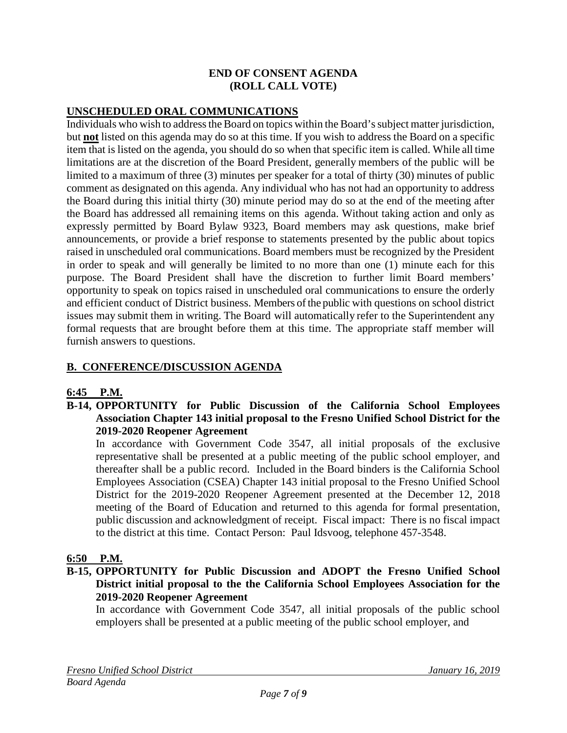**END OF CONSENT AGENDA**
**(ROLL CALL VOTE)**

## UNSCHEDULED ORAL COMMUNICATIONS

Individuals who wish to address the Board on topics within the Board's subject matter jurisdiction, but **not** listed on this agenda may do so at this time. If you wish to address the Board on a specific item that is listed on the agenda, you should do so when that specific item is called. While all time limitations are at the discretion of the Board President, generally members of the public will be limited to a maximum of three (3) minutes per speaker for a total of thirty (30) minutes of public comment as designated on this agenda. Any individual who has not had an opportunity to address the Board during this initial thirty (30) minute period may do so at the end of the meeting after the Board has addressed all remaining items on this agenda. Without taking action and only as expressly permitted by Board Bylaw 9323, Board members may ask questions, make brief announcements, or provide a brief response to statements presented by the public about topics raised in unscheduled oral communications. Board members must be recognized by the President in order to speak and will generally be limited to no more than one (1) minute each for this purpose. The Board President shall have the discretion to further limit Board members' opportunity to speak on topics raised in unscheduled oral communications to ensure the orderly and efficient conduct of District business. Members of the public with questions on school district issues may submit them in writing. The Board will automatically refer to the Superintendent any formal requests that are brought before them at this time. The appropriate staff member will furnish answers to questions.

## B. CONFERENCE/DISCUSSION AGENDA

**6:45 P.M.**

**B-14, OPPORTUNITY for Public Discussion of the California School Employees Association Chapter 143 initial proposal to the Fresno Unified School District for the 2019-2020 Reopener Agreement**

In accordance with Government Code 3547, all initial proposals of the exclusive representative shall be presented at a public meeting of the public school employer, and thereafter shall be a public record. Included in the Board binders is the California School Employees Association (CSEA) Chapter 143 initial proposal to the Fresno Unified School District for the 2019-2020 Reopener Agreement presented at the December 12, 2018 meeting of the Board of Education and returned to this agenda for formal presentation, public discussion and acknowledgment of receipt. Fiscal impact: There is no fiscal impact to the district at this time. Contact Person: Paul Idsvoog, telephone 457-3548.

**6:50 P.M.**

**B-15, OPPORTUNITY for Public Discussion and ADOPT the Fresno Unified School District initial proposal to the the California School Employees Association for the 2019-2020 Reopener Agreement**

In accordance with Government Code 3547, all initial proposals of the public school employers shall be presented at a public meeting of the public school employer, and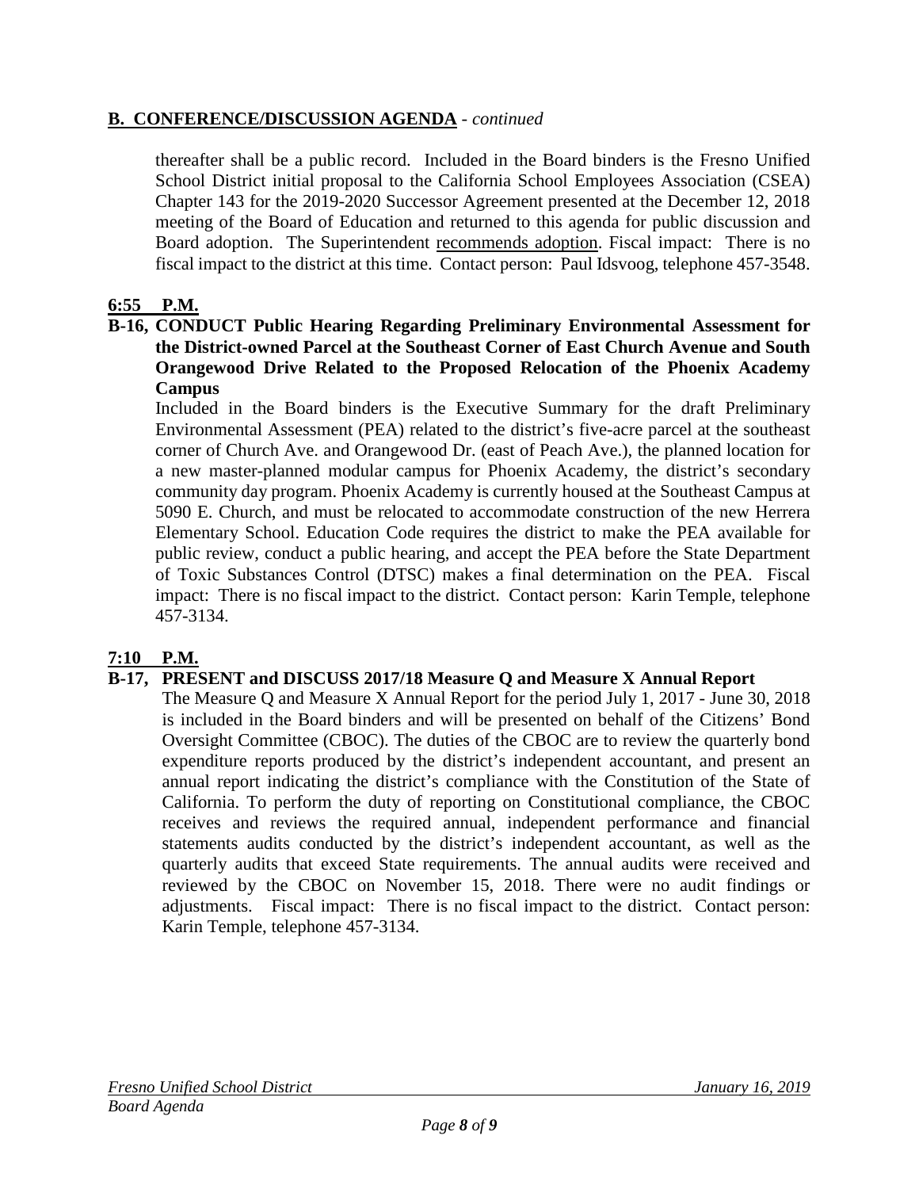## B. CONFERENCE/DISCUSSION AGENDA - *continued*

thereafter shall be a public record. Included in the Board binders is the Fresno Unified School District initial proposal to the California School Employees Association (CSEA) Chapter 143 for the 2019-2020 Successor Agreement presented at the December 12, 2018 meeting of the Board of Education and returned to this agenda for public discussion and Board adoption. The Superintendent recommends adoption. Fiscal impact: There is no fiscal impact to the district at this time. Contact person: Paul Idsvoog, telephone 457-3548.

**6:55 P.M.**

**B-16, CONDUCT Public Hearing Regarding Preliminary Environmental Assessment for the District-owned Parcel at the Southeast Corner of East Church Avenue and South Orangewood Drive Related to the Proposed Relocation of the Phoenix Academy Campus**

Included in the Board binders is the Executive Summary for the draft Preliminary Environmental Assessment (PEA) related to the district's five-acre parcel at the southeast corner of Church Ave. and Orangewood Dr. (east of Peach Ave.), the planned location for a new master-planned modular campus for Phoenix Academy, the district's secondary community day program. Phoenix Academy is currently housed at the Southeast Campus at 5090 E. Church, and must be relocated to accommodate construction of the new Herrera Elementary School. Education Code requires the district to make the PEA available for public review, conduct a public hearing, and accept the PEA before the State Department of Toxic Substances Control (DTSC) makes a final determination on the PEA. Fiscal impact: There is no fiscal impact to the district. Contact person: Karin Temple, telephone 457-3134.

**7:10 P.M.**

**B-17, PRESENT and DISCUSS 2017/18 Measure Q and Measure X Annual Report**

The Measure Q and Measure X Annual Report for the period July 1, 2017 - June 30, 2018 is included in the Board binders and will be presented on behalf of the Citizens' Bond Oversight Committee (CBOC). The duties of the CBOC are to review the quarterly bond expenditure reports produced by the district's independent accountant, and present an annual report indicating the district's compliance with the Constitution of the State of California. To perform the duty of reporting on Constitutional compliance, the CBOC receives and reviews the required annual, independent performance and financial statements audits conducted by the district's independent accountant, as well as the quarterly audits that exceed State requirements. The annual audits were received and reviewed by the CBOC on November 15, 2018. There were no audit findings or adjustments. Fiscal impact: There is no fiscal impact to the district. Contact person: Karin Temple, telephone 457-3134.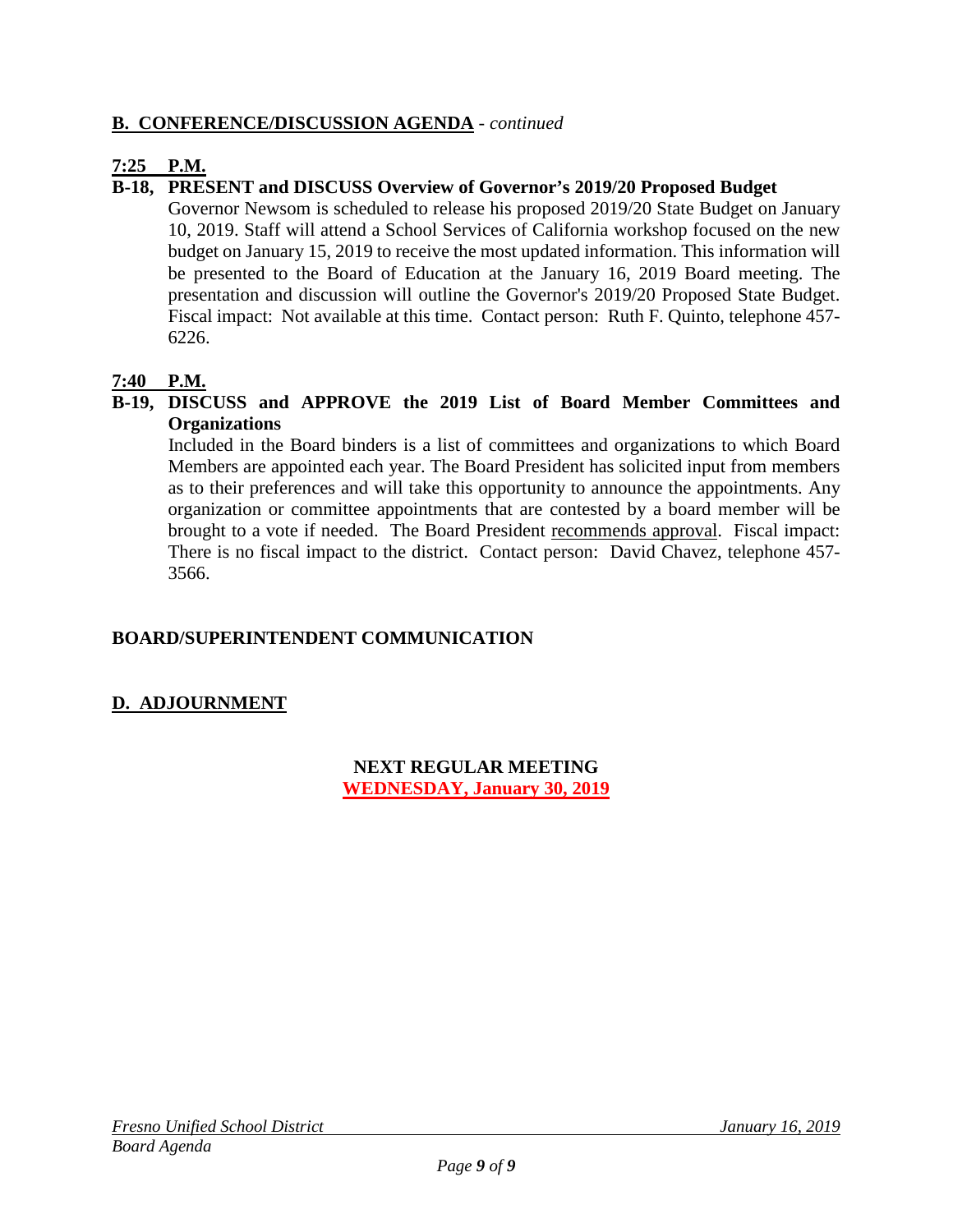## B. CONFERENCE/DISCUSSION AGENDA - *continued*

**7:25 P.M.**

**B-18, PRESENT and DISCUSS Overview of Governor's 2019/20 Proposed Budget**

Governor Newsom is scheduled to release his proposed 2019/20 State Budget on January 10, 2019. Staff will attend a School Services of California workshop focused on the new budget on January 15, 2019 to receive the most updated information. This information will be presented to the Board of Education at the January 16, 2019 Board meeting. The presentation and discussion will outline the Governor's 2019/20 Proposed State Budget. Fiscal impact: Not available at this time. Contact person: Ruth F. Quinto, telephone 457-6226.

**7:40 P.M.**

**B-19, DISCUSS and APPROVE the 2019 List of Board Member Committees and Organizations**

Included in the Board binders is a list of committees and organizations to which Board Members are appointed each year. The Board President has solicited input from members as to their preferences and will take this opportunity to announce the appointments. Any organization or committee appointments that are contested by a board member will be brought to a vote if needed. The Board President recommends approval. Fiscal impact: There is no fiscal impact to the district. Contact person: David Chavez, telephone 457-3566.

## BOARD/SUPERINTENDENT COMMUNICATION

## D. ADJOURNMENT

**NEXT REGULAR MEETING**

**WEDNESDAY, January 30, 2019**